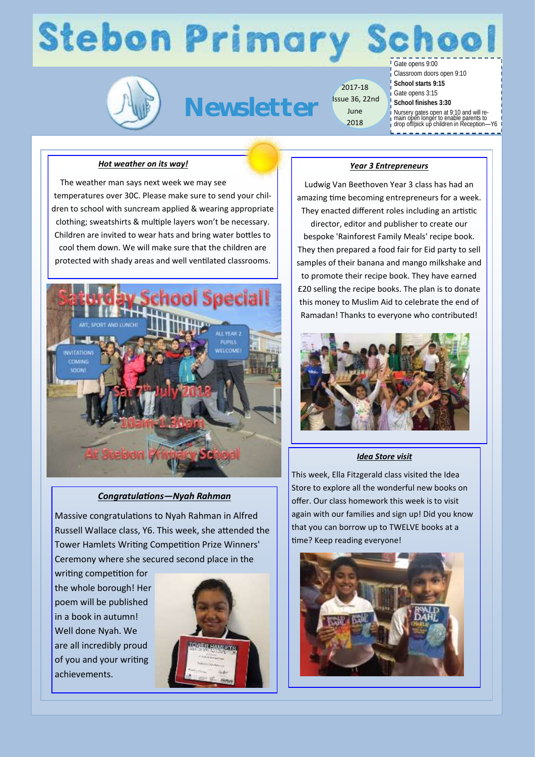# Stebon Primary School

## Newsletter

2017-18 Issue 36, 22nd June 2018

Gate opens 9:00
Classroom doors open 9:10
**School starts 9:15**
Gate opens 3:15
**School finishes 3:30**
Nursery gates open at 9:10 and will remain open longer to enable parents to drop off/pick up children in Reception—Y6

### *Hot weather on its way!*

The weather man says next week we may see temperatures over 30C. Please make sure to send your children to school with suncream applied & wearing appropriate clothing; sweatshirts & multiple layers won't be necessary. Children are invited to wear hats and bring water bottles to cool them down. We will make sure that the children are protected with shady areas and well ventilated classrooms.

**Saturday School Special!**

ART, SPORT AND LUNCH!

ALL YEAR 2 PUPILS WELCOME!

INVITATIONS COMING SOON!

Sat 7th July 2018

10am-1.30pm

At Stebon Primary School

### *Congratulations—Nyah Rahman*

Massive congratulations to Nyah Rahman in Alfred Russell Wallace class, Y6. This week, she attended the Tower Hamlets Writing Competition Prize Winners' Ceremony where she secured second place in the writing competition for the whole borough! Her poem will be published in a book in autumn! Well done Nyah. We are all incredibly proud of you and your writing achievements.

### *Year 3 Entrepreneurs*

Ludwig Van Beethoven Year 3 class has had an amazing time becoming entrepreneurs for a week. They enacted different roles including an artistic director, editor and publisher to create our bespoke 'Rainforest Family Meals' recipe book. They then prepared a food fair for Eid party to sell samples of their banana and mango milkshake and to promote their recipe book. They have earned £20 selling the recipe books. The plan is to donate this money to Muslim Aid to celebrate the end of Ramadan! Thanks to everyone who contributed!

### *Idea Store visit*

This week, Ella Fitzgerald class visited the Idea Store to explore all the wonderful new books on offer. Our class homework this week is to visit again with our families and sign up! Did you know that you can borrow up to TWELVE books at a time? Keep reading everyone!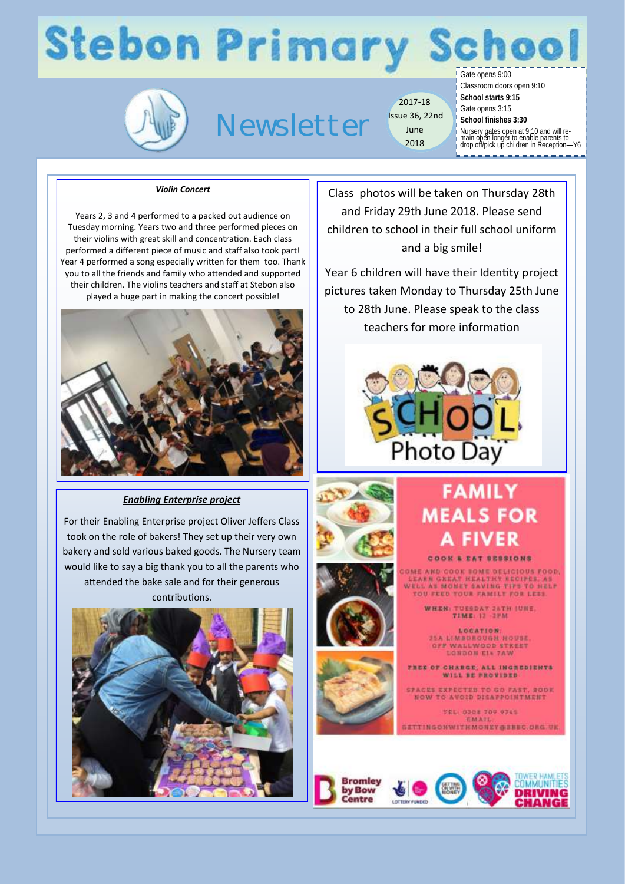# Stebon Primary School

## Newsletter

2017-18
Issue 36, 22nd June 2018

Gate opens 9:00
Classroom doors open 9:10
**School starts 9:15**
Gate opens 3:15
**School finishes 3:30**
Nursery gates open at 9:10 and will remain open longer to enable parents to drop off/pick up children in Reception—Y6

### *Violin Concert*

Years 2, 3 and 4 performed to a packed out audience on Tuesday morning. Years two and three performed pieces on their violins with great skill and concentration. Each class performed a different piece of music and staff also took part! Year 4 performed a song especially written for them too. Thank you to all the friends and family who attended and supported their children. The violins teachers and staff at Stebon also played a huge part in making the concert possible!

Class photos will be taken on Thursday 28th and Friday 29th June 2018. Please send children to school in their full school uniform and a big smile!

Year 6 children will have their Identity project pictures taken Monday to Thursday 25th June to 28th June. Please speak to the class teachers for more information

SCHOOL Photo Day

### *Enabling Enterprise project*

For their Enabling Enterprise project Oliver Jeffers Class took on the role of bakers! They set up their very own bakery and sold various baked goods. The Nursery team would like to say a big thank you to all the parents who attended the bake sale and for their generous contributions.

### FAMILY MEALS FOR A FIVER

COOK & EAT SESSIONS

COME AND COOK SOME DELICIOUS FOOD, LEARN GREAT HEALTHY RECIPES, AS WELL AS MONEY SAVING TIPS TO HELP YOU FEED YOUR FAMILY FOR LESS.

WHEN: TUESDAY 26TH JUNE,
TIME: 12 - 2PM

LOCATION:
25A LIMBOROUGH HOUSE,
OFF WALLWOOD STREET
LONDON E14 7AW

FREE OF CHARGE, ALL INGREDIENTS WILL BE PROVIDED

SPACES EXPECTED TO GO FAST, BOOK NOW TO AVOID DISAPPOINTMENT

TEL: 0208 709 9745
EMAIL:
GETTINGONWITHMONEY@BBBC.ORG.UK

Bromley by Bow Centre | Lottery Funded | Getting On With Money | Tower Hamlets Communities Driving Change